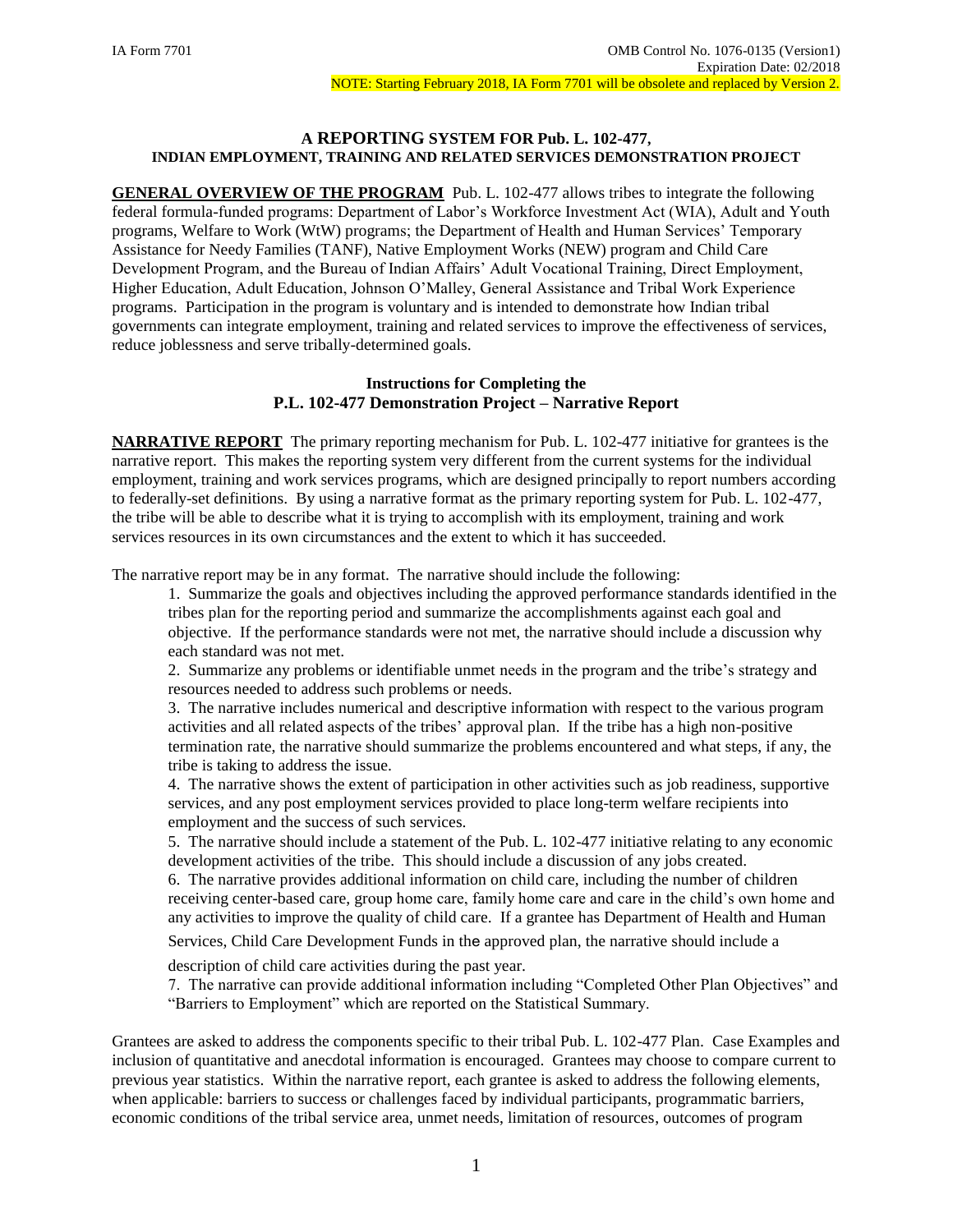IA Form 7701

OMB Control No. 1076-0135 (Version1)
Expiration Date: 02/2018
NOTE: Starting February 2018, IA Form 7701 will be obsolete and replaced by Version 2.

## A REPORTING SYSTEM FOR Pub. L. 102-477, INDIAN EMPLOYMENT, TRAINING AND RELATED SERVICES DEMONSTRATION PROJECT

**GENERAL OVERVIEW OF THE PROGRAM** Pub. L. 102-477 allows tribes to integrate the following federal formula-funded programs: Department of Labor's Workforce Investment Act (WIA), Adult and Youth programs, Welfare to Work (WtW) programs; the Department of Health and Human Services' Temporary Assistance for Needy Families (TANF), Native Employment Works (NEW) program and Child Care Development Program, and the Bureau of Indian Affairs' Adult Vocational Training, Direct Employment, Higher Education, Adult Education, Johnson O'Malley, General Assistance and Tribal Work Experience programs. Participation in the program is voluntary and is intended to demonstrate how Indian tribal governments can integrate employment, training and related services to improve the effectiveness of services, reduce joblessness and serve tribally-determined goals.

### Instructions for Completing the P.L. 102-477 Demonstration Project – Narrative Report

**NARRATIVE REPORT** The primary reporting mechanism for Pub. L. 102-477 initiative for grantees is the narrative report. This makes the reporting system very different from the current systems for the individual employment, training and work services programs, which are designed principally to report numbers according to federally-set definitions. By using a narrative format as the primary reporting system for Pub. L. 102-477, the tribe will be able to describe what it is trying to accomplish with its employment, training and work services resources in its own circumstances and the extent to which it has succeeded.

The narrative report may be in any format. The narrative should include the following:

1. Summarize the goals and objectives including the approved performance standards identified in the tribes plan for the reporting period and summarize the accomplishments against each goal and objective. If the performance standards were not met, the narrative should include a discussion why each standard was not met.
2. Summarize any problems or identifiable unmet needs in the program and the tribe's strategy and resources needed to address such problems or needs.
3. The narrative includes numerical and descriptive information with respect to the various program activities and all related aspects of the tribes' approval plan. If the tribe has a high non-positive termination rate, the narrative should summarize the problems encountered and what steps, if any, the tribe is taking to address the issue.
4. The narrative shows the extent of participation in other activities such as job readiness, supportive services, and any post employment services provided to place long-term welfare recipients into employment and the success of such services.
5. The narrative should include a statement of the Pub. L. 102-477 initiative relating to any economic development activities of the tribe. This should include a discussion of any jobs created.
6. The narrative provides additional information on child care, including the number of children receiving center-based care, group home care, family home care and care in the child's own home and any activities to improve the quality of child care. If a grantee has Department of Health and Human Services, Child Care Development Funds in the approved plan, the narrative should include a description of child care activities during the past year.
7. The narrative can provide additional information including "Completed Other Plan Objectives" and "Barriers to Employment" which are reported on the Statistical Summary.

Grantees are asked to address the components specific to their tribal Pub. L. 102-477 Plan. Case Examples and inclusion of quantitative and anecdotal information is encouraged. Grantees may choose to compare current to previous year statistics. Within the narrative report, each grantee is asked to address the following elements, when applicable: barriers to success or challenges faced by individual participants, programmatic barriers, economic conditions of the tribal service area, unmet needs, limitation of resources, outcomes of program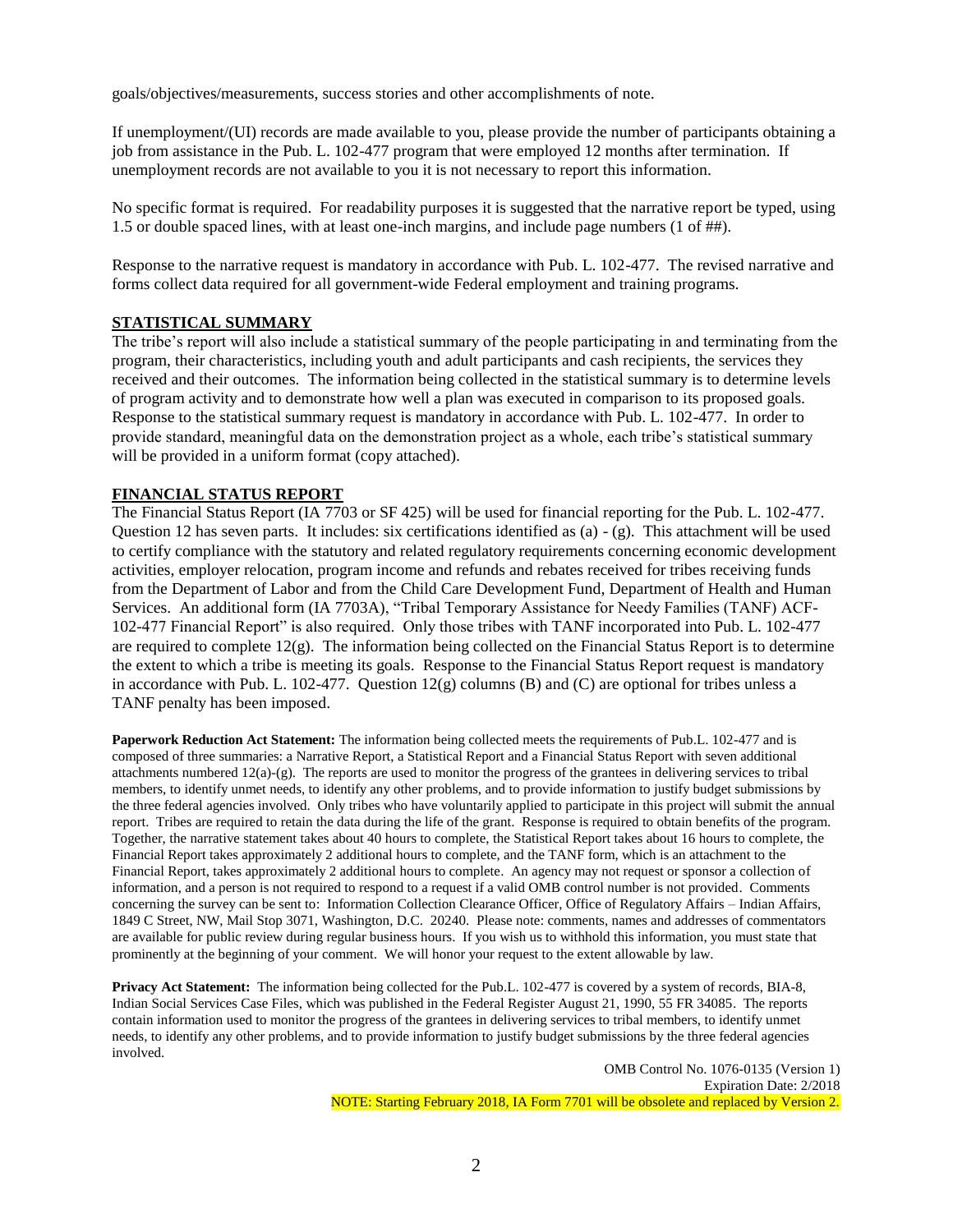goals/objectives/measurements, success stories and other accomplishments of note.

If unemployment/(UI) records are made available to you, please provide the number of participants obtaining a job from assistance in the Pub. L. 102-477 program that were employed 12 months after termination. If unemployment records are not available to you it is not necessary to report this information.

No specific format is required. For readability purposes it is suggested that the narrative report be typed, using 1.5 or double spaced lines, with at least one-inch margins, and include page numbers (1 of ##).

Response to the narrative request is mandatory in accordance with Pub. L. 102-477. The revised narrative and forms collect data required for all government-wide Federal employment and training programs.

## STATISTICAL SUMMARY

The tribe's report will also include a statistical summary of the people participating in and terminating from the program, their characteristics, including youth and adult participants and cash recipients, the services they received and their outcomes. The information being collected in the statistical summary is to determine levels of program activity and to demonstrate how well a plan was executed in comparison to its proposed goals. Response to the statistical summary request is mandatory in accordance with Pub. L. 102-477. In order to provide standard, meaningful data on the demonstration project as a whole, each tribe's statistical summary will be provided in a uniform format (copy attached).

## FINANCIAL STATUS REPORT

The Financial Status Report (IA 7703 or SF 425) will be used for financial reporting for the Pub. L. 102-477. Question 12 has seven parts. It includes: six certifications identified as (a) - (g). This attachment will be used to certify compliance with the statutory and related regulatory requirements concerning economic development activities, employer relocation, program income and refunds and rebates received for tribes receiving funds from the Department of Labor and from the Child Care Development Fund, Department of Health and Human Services. An additional form (IA 7703A), "Tribal Temporary Assistance for Needy Families (TANF) ACF-102-477 Financial Report" is also required. Only those tribes with TANF incorporated into Pub. L. 102-477 are required to complete 12(g). The information being collected on the Financial Status Report is to determine the extent to which a tribe is meeting its goals. Response to the Financial Status Report request is mandatory in accordance with Pub. L. 102-477. Question 12(g) columns (B) and (C) are optional for tribes unless a TANF penalty has been imposed.

**Paperwork Reduction Act Statement:** The information being collected meets the requirements of Pub.L. 102-477 and is composed of three summaries: a Narrative Report, a Statistical Report and a Financial Status Report with seven additional attachments numbered 12(a)-(g). The reports are used to monitor the progress of the grantees in delivering services to tribal members, to identify unmet needs, to identify any other problems, and to provide information to justify budget submissions by the three federal agencies involved. Only tribes who have voluntarily applied to participate in this project will submit the annual report. Tribes are required to retain the data during the life of the grant. Response is required to obtain benefits of the program. Together, the narrative statement takes about 40 hours to complete, the Statistical Report takes about 16 hours to complete, the Financial Report takes approximately 2 additional hours to complete, and the TANF form, which is an attachment to the Financial Report, takes approximately 2 additional hours to complete. An agency may not request or sponsor a collection of information, and a person is not required to respond to a request if a valid OMB control number is not provided. Comments concerning the survey can be sent to: Information Collection Clearance Officer, Office of Regulatory Affairs – Indian Affairs, 1849 C Street, NW, Mail Stop 3071, Washington, D.C. 20240. Please note: comments, names and addresses of commentators are available for public review during regular business hours. If you wish us to withhold this information, you must state that prominently at the beginning of your comment. We will honor your request to the extent allowable by law.

**Privacy Act Statement:** The information being collected for the Pub.L. 102-477 is covered by a system of records, BIA-8, Indian Social Services Case Files, which was published in the Federal Register August 21, 1990, 55 FR 34085. The reports contain information used to monitor the progress of the grantees in delivering services to tribal members, to identify unmet needs, to identify any other problems, and to provide information to justify budget submissions by the three federal agencies involved.

OMB Control No. 1076-0135 (Version 1)
Expiration Date: 2/2018
NOTE: Starting February 2018, IA Form 7701 will be obsolete and replaced by Version 2.